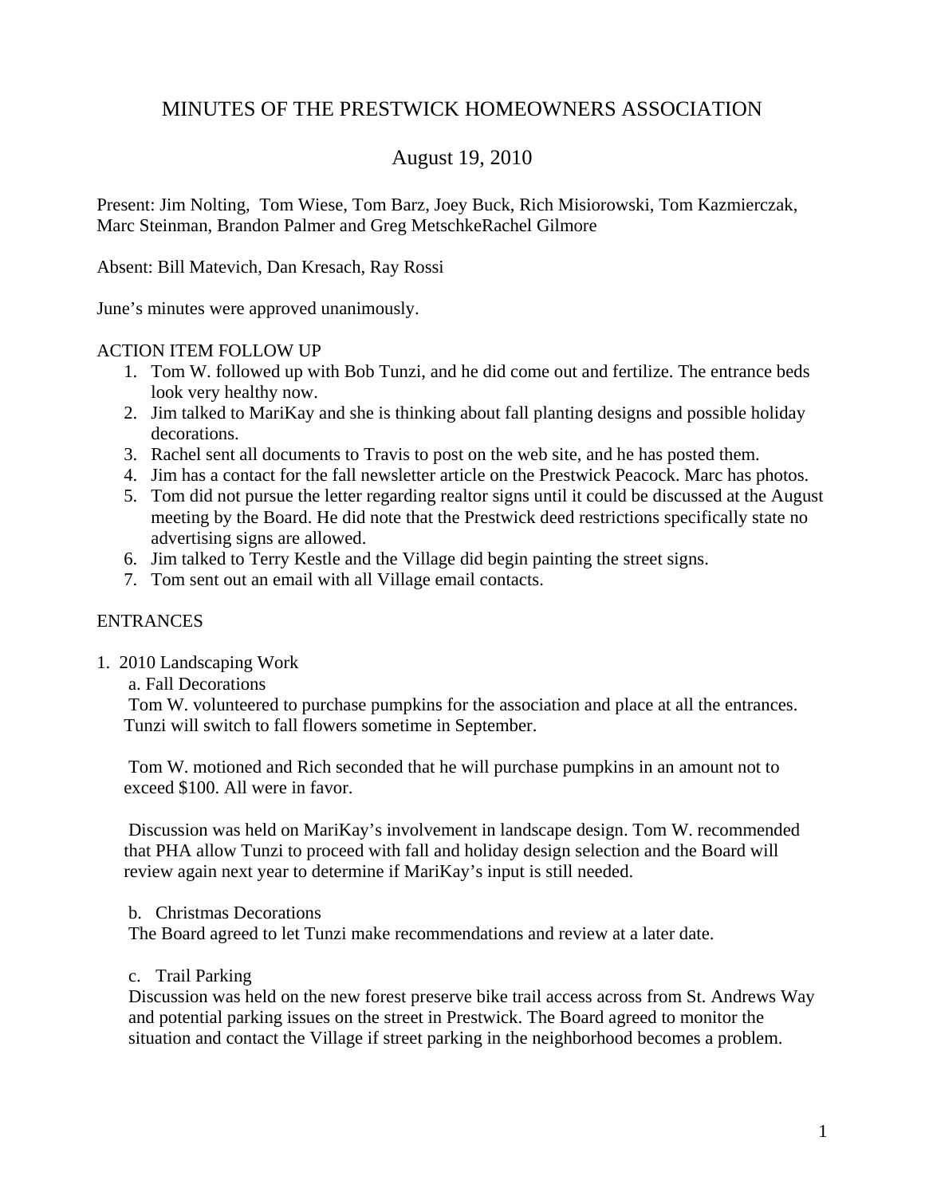# MINUTES OF THE PRESTWICK HOMEOWNERS ASSOCIATION

## August 19, 2010

Present: Jim Nolting, Tom Wiese, Tom Barz, Joey Buck, Rich Misiorowski, Tom Kazmierczak, Marc Steinman, Brandon Palmer and Greg MetschkeRachel Gilmore

Absent: Bill Matevich, Dan Kresach, Ray Rossi

June's minutes were approved unanimously.

ACTION ITEM FOLLOW UP

1. Tom W. followed up with Bob Tunzi, and he did come out and fertilize. The entrance beds look very healthy now.
2. Jim talked to MariKay and she is thinking about fall planting designs and possible holiday decorations.
3. Rachel sent all documents to Travis to post on the web site, and he has posted them.
4. Jim has a contact for the fall newsletter article on the Prestwick Peacock. Marc has photos.
5. Tom did not pursue the letter regarding realtor signs until it could be discussed at the August meeting by the Board. He did note that the Prestwick deed restrictions specifically state no advertising signs are allowed.
6. Jim talked to Terry Kestle and the Village did begin painting the street signs.
7. Tom sent out an email with all Village email contacts.

ENTRANCES

1. 2010 Landscaping Work

   a. Fall Decorations

   Tom W. volunteered to purchase pumpkins for the association and place at all the entrances. Tunzi will switch to fall flowers sometime in September.

   Tom W. motioned and Rich seconded that he will purchase pumpkins in an amount not to exceed $100. All were in favor.

   Discussion was held on MariKay's involvement in landscape design. Tom W. recommended that PHA allow Tunzi to proceed with fall and holiday design selection and the Board will review again next year to determine if MariKay's input is still needed.

   b. Christmas Decorations

   The Board agreed to let Tunzi make recommendations and review at a later date.

   c. Trail Parking

   Discussion was held on the new forest preserve bike trail access across from St. Andrews Way and potential parking issues on the street in Prestwick. The Board agreed to monitor the situation and contact the Village if street parking in the neighborhood becomes a problem.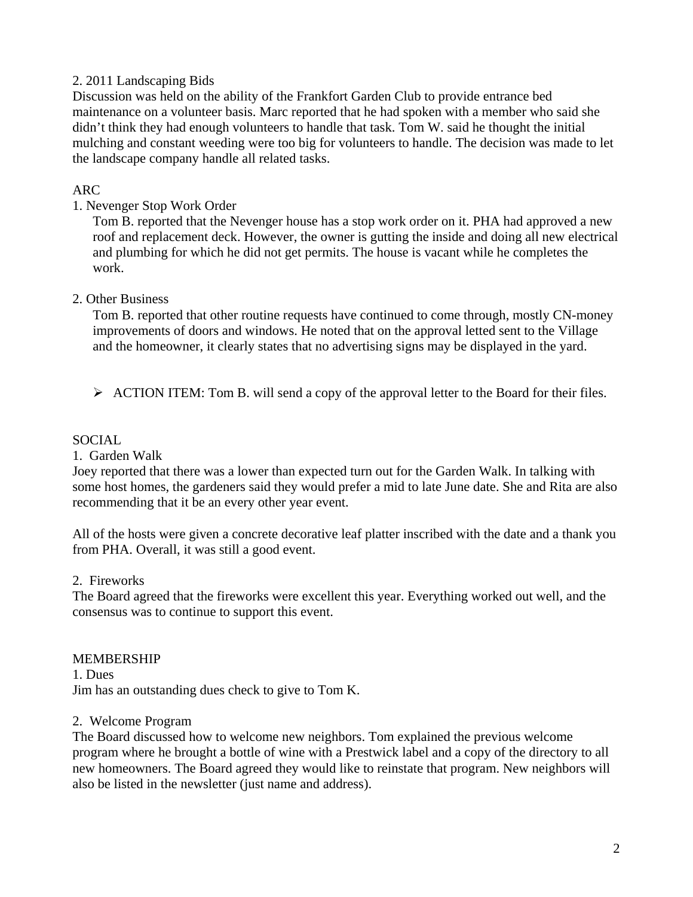2. 2011 Landscaping Bids

Discussion was held on the ability of the Frankfort Garden Club to provide entrance bed maintenance on a volunteer basis. Marc reported that he had spoken with a member who said she didn't think they had enough volunteers to handle that task. Tom W. said he thought the initial mulching and constant weeding were too big for volunteers to handle. The decision was made to let the landscape company handle all related tasks.

ARC

1. Nevenger Stop Work Order

   Tom B. reported that the Nevenger house has a stop work order on it. PHA had approved a new roof and replacement deck. However, the owner is gutting the inside and doing all new electrical and plumbing for which he did not get permits. The house is vacant while he completes the work.

2. Other Business

   Tom B. reported that other routine requests have continued to come through, mostly CN-money improvements of doors and windows. He noted that on the approval letted sent to the Village and the homeowner, it clearly states that no advertising signs may be displayed in the yard.

- ACTION ITEM: Tom B. will send a copy of the approval letter to the Board for their files.

SOCIAL

1. Garden Walk

Joey reported that there was a lower than expected turn out for the Garden Walk. In talking with some host homes, the gardeners said they would prefer a mid to late June date. She and Rita are also recommending that it be an every other year event.

All of the hosts were given a concrete decorative leaf platter inscribed with the date and a thank you from PHA. Overall, it was still a good event.

2. Fireworks

The Board agreed that the fireworks were excellent this year. Everything worked out well, and the consensus was to continue to support this event.

MEMBERSHIP

1. Dues

Jim has an outstanding dues check to give to Tom K.

2. Welcome Program

The Board discussed how to welcome new neighbors. Tom explained the previous welcome program where he brought a bottle of wine with a Prestwick label and a copy of the directory to all new homeowners. The Board agreed they would like to reinstate that program. New neighbors will also be listed in the newsletter (just name and address).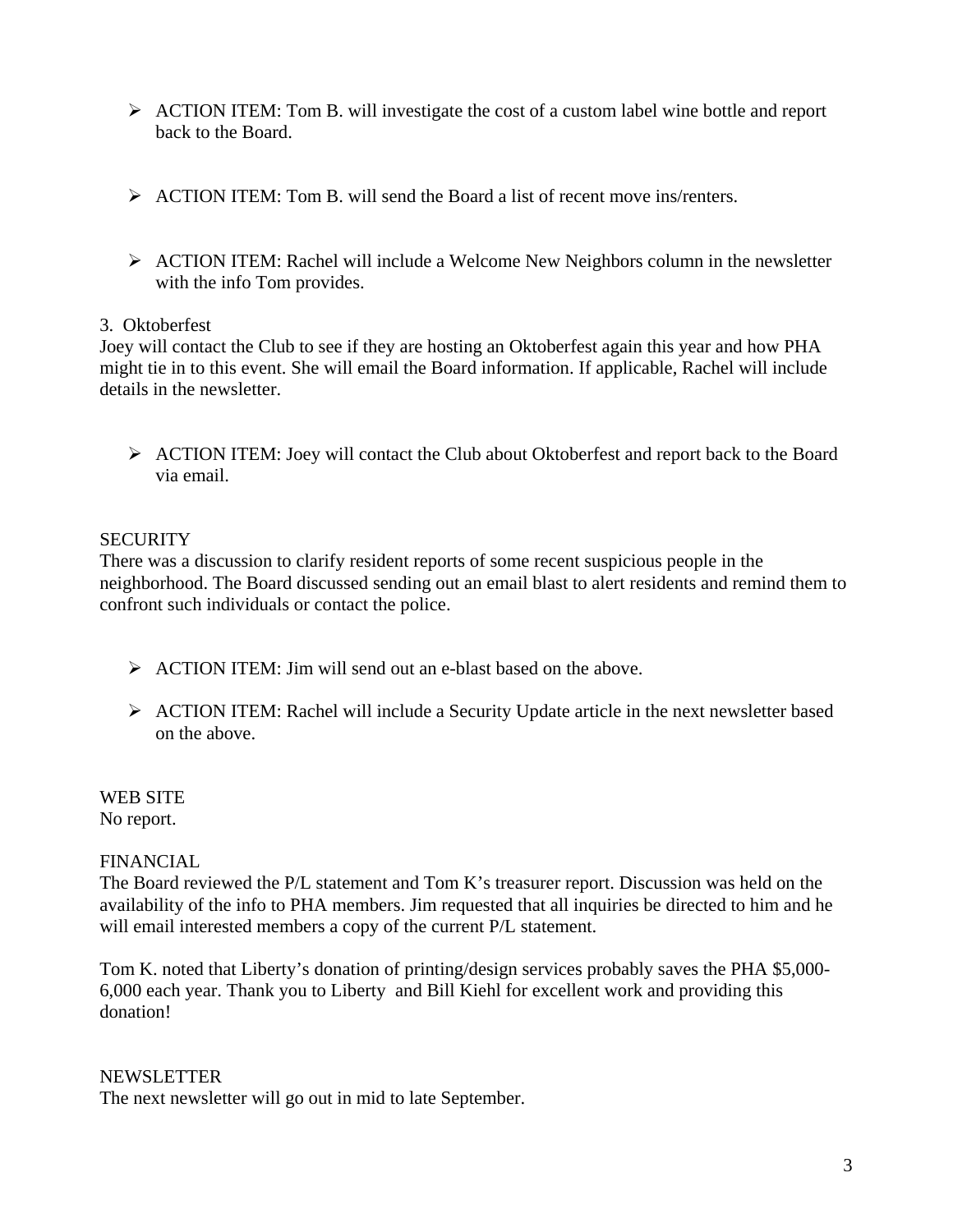- ACTION ITEM: Tom B. will investigate the cost of a custom label wine bottle and report back to the Board.

- ACTION ITEM: Tom B. will send the Board a list of recent move ins/renters.

- ACTION ITEM: Rachel will include a Welcome New Neighbors column in the newsletter with the info Tom provides.

3. Oktoberfest
Joey will contact the Club to see if they are hosting an Oktoberfest again this year and how PHA might tie in to this event. She will email the Board information. If applicable, Rachel will include details in the newsletter.

- ACTION ITEM: Joey will contact the Club about Oktoberfest and report back to the Board via email.

SECURITY
There was a discussion to clarify resident reports of some recent suspicious people in the neighborhood. The Board discussed sending out an email blast to alert residents and remind them to confront such individuals or contact the police.

- ACTION ITEM: Jim will send out an e-blast based on the above.

- ACTION ITEM: Rachel will include a Security Update article in the next newsletter based on the above.

WEB SITE
No report.

FINANCIAL
The Board reviewed the P/L statement and Tom K's treasurer report. Discussion was held on the availability of the info to PHA members. Jim requested that all inquiries be directed to him and he will email interested members a copy of the current P/L statement.

Tom K. noted that Liberty's donation of printing/design services probably saves the PHA $5,000-6,000 each year. Thank you to Liberty and Bill Kiehl for excellent work and providing this donation!

NEWSLETTER
The next newsletter will go out in mid to late September.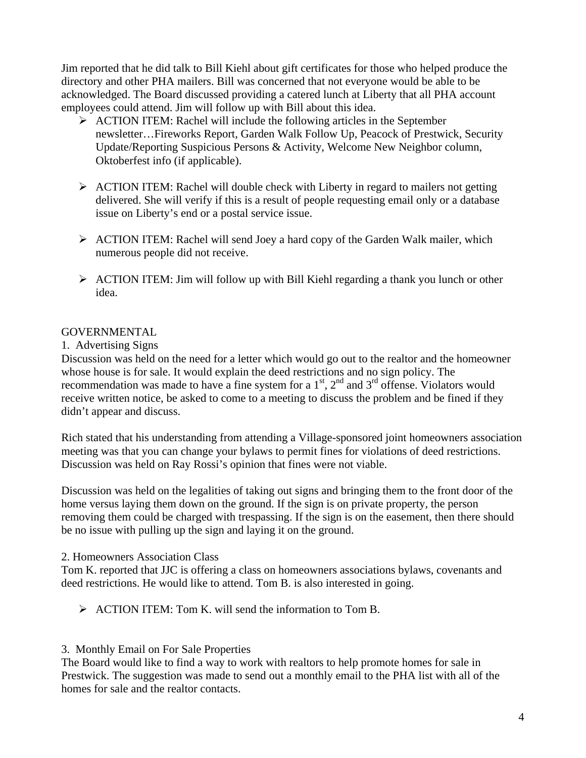Jim reported that he did talk to Bill Kiehl about gift certificates for those who helped produce the directory and other PHA mailers. Bill was concerned that not everyone would be able to be acknowledged. The Board discussed providing a catered lunch at Liberty that all PHA account employees could attend. Jim will follow up with Bill about this idea.

- ACTION ITEM: Rachel will include the following articles in the September newsletter…Fireworks Report, Garden Walk Follow Up, Peacock of Prestwick, Security Update/Reporting Suspicious Persons & Activity, Welcome New Neighbor column, Oktoberfest info (if applicable).

- ACTION ITEM: Rachel will double check with Liberty in regard to mailers not getting delivered. She will verify if this is a result of people requesting email only or a database issue on Liberty's end or a postal service issue.

- ACTION ITEM: Rachel will send Joey a hard copy of the Garden Walk mailer, which numerous people did not receive.

- ACTION ITEM: Jim will follow up with Bill Kiehl regarding a thank you lunch or other idea.

GOVERNMENTAL

1. Advertising Signs

Discussion was held on the need for a letter which would go out to the realtor and the homeowner whose house is for sale. It would explain the deed restrictions and no sign policy. The recommendation was made to have a fine system for a 1st, 2nd and 3rd offense. Violators would receive written notice, be asked to come to a meeting to discuss the problem and be fined if they didn't appear and discuss.

Rich stated that his understanding from attending a Village-sponsored joint homeowners association meeting was that you can change your bylaws to permit fines for violations of deed restrictions. Discussion was held on Ray Rossi's opinion that fines were not viable.

Discussion was held on the legalities of taking out signs and bringing them to the front door of the home versus laying them down on the ground. If the sign is on private property, the person removing them could be charged with trespassing. If the sign is on the easement, then there should be no issue with pulling up the sign and laying it on the ground.

2. Homeowners Association Class

Tom K. reported that JJC is offering a class on homeowners associations bylaws, covenants and deed restrictions. He would like to attend. Tom B. is also interested in going.

- ACTION ITEM: Tom K. will send the information to Tom B.

3. Monthly Email on For Sale Properties

The Board would like to find a way to work with realtors to help promote homes for sale in Prestwick. The suggestion was made to send out a monthly email to the PHA list with all of the homes for sale and the realtor contacts.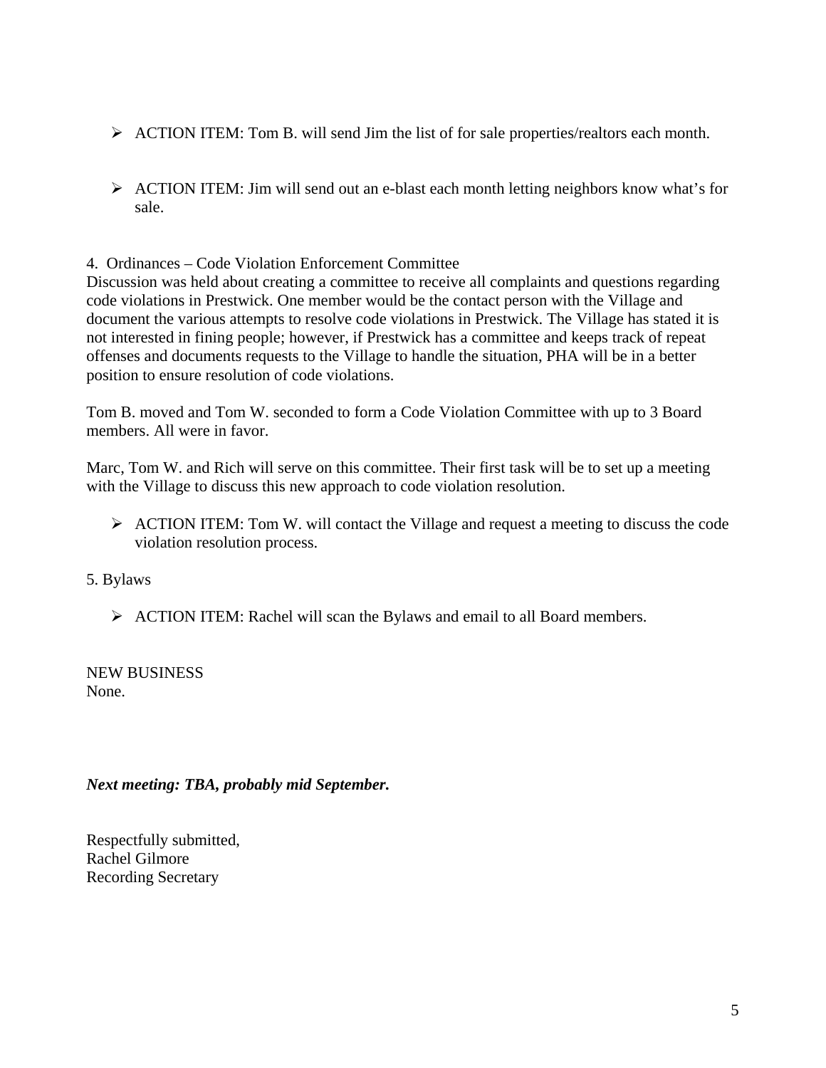- ACTION ITEM: Tom B. will send Jim the list of for sale properties/realtors each month.

- ACTION ITEM: Jim will send out an e-blast each month letting neighbors know what's for sale.

4. Ordinances – Code Violation Enforcement Committee
Discussion was held about creating a committee to receive all complaints and questions regarding code violations in Prestwick. One member would be the contact person with the Village and document the various attempts to resolve code violations in Prestwick. The Village has stated it is not interested in fining people; however, if Prestwick has a committee and keeps track of repeat offenses and documents requests to the Village to handle the situation, PHA will be in a better position to ensure resolution of code violations.

Tom B. moved and Tom W. seconded to form a Code Violation Committee with up to 3 Board members. All were in favor.

Marc, Tom W. and Rich will serve on this committee. Their first task will be to set up a meeting with the Village to discuss this new approach to code violation resolution.

- ACTION ITEM: Tom W. will contact the Village and request a meeting to discuss the code violation resolution process.

5. Bylaws

- ACTION ITEM: Rachel will scan the Bylaws and email to all Board members.

NEW BUSINESS
None.

***Next meeting: TBA, probably mid September.***

Respectfully submitted,
Rachel Gilmore
Recording Secretary